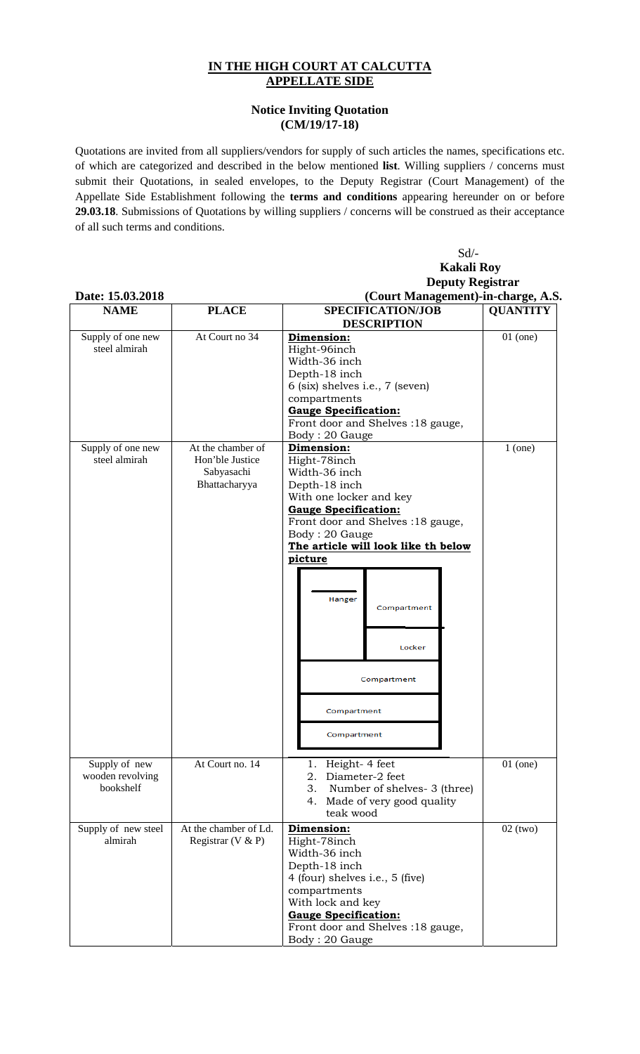# IN THE HIGH COURT AT CALCUTTA
## APPELLATE SIDE

### Notice Inviting Quotation
### (CM/19/17-18)

Quotations are invited from all suppliers/vendors for supply of such articles the names, specifications etc. of which are categorized and described in the below mentioned **list**. Willing suppliers / concerns must submit their Quotations, in sealed envelopes, to the Deputy Registrar (Court Management) of the Appellate Side Establishment following the **terms and conditions** appearing hereunder on or before **29.03.18**. Submissions of Quotations by willing suppliers / concerns will be construed as their acceptance of all such terms and conditions.

Sd/-
**Kakali Roy**
**Deputy Registrar**
**(Court Management)-in-charge, A.S.**

**Date: 15.03.2018**

| NAME | PLACE | SPECIFICATION/JOB DESCRIPTION | QUANTITY |
|---|---|---|---|
| Supply of one new steel almirah | At Court no 34 | **Dimension:**<br>Hight-96inch<br>Width-36 inch<br>Depth-18 inch<br>6 (six) shelves i.e., 7 (seven) compartments<br>**Gauge Specification:**<br>Front door and Shelves :18 gauge,<br>Body : 20 Gauge | 01 (one) |
| Supply of one new steel almirah | At the chamber of Hon'ble Justice Sabyasachi Bhattacharyya | **Dimension:**<br>Hight-78inch<br>Width-36 inch<br>Depth-18 inch<br>With one locker and key<br>**Gauge Specification:**<br>Front door and Shelves :18 gauge,<br>Body : 20 Gauge<br>**The article will look like th below picture**<br>Hanger / Compartment / Locker / Compartment / Compartment / Compartment | 1 (one) |
| Supply of new wooden revolving bookshelf | At Court no. 14 | 1. Height- 4 feet<br>2. Diameter-2 feet<br>3. Number of shelves- 3 (three)<br>4. Made of very good quality teak wood | 01 (one) |
| Supply of new steel almirah | At the chamber of Ld. Registrar (V & P) | **Dimension:**<br>Hight-78inch<br>Width-36 inch<br>Depth-18 inch<br>4 (four) shelves i.e., 5 (five) compartments<br>With lock and key<br>**Gauge Specification:**<br>Front door and Shelves :18 gauge,<br>Body : 20 Gauge | 02 (two) |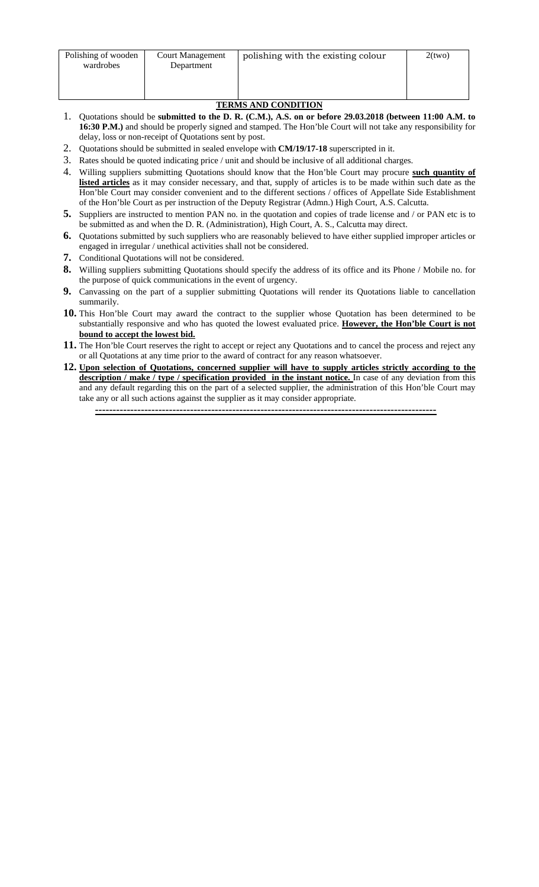| | | | |
|---|---|---|---|
| Polishing of wooden wardrobes | Court Management Department | polishing with the existing colour | 2(two) |

**TERMS AND CONDITION**

1. Quotations should be **submitted to the D. R. (C.M.), A.S. on or before 29.03.2018 (between 11:00 A.M. to 16:30 P.M.)** and should be properly signed and stamped. The Hon'ble Court will not take any responsibility for delay, loss or non-receipt of Quotations sent by post.
2. Quotations should be submitted in sealed envelope with **CM/19/17-18** superscripted in it.
3. Rates should be quoted indicating price / unit and should be inclusive of all additional charges.
4. Willing suppliers submitting Quotations should know that the Hon'ble Court may procure **such quantity of listed articles** as it may consider necessary, and that, supply of articles is to be made within such date as the Hon'ble Court may consider convenient and to the different sections / offices of Appellate Side Establishment of the Hon'ble Court as per instruction of the Deputy Registrar (Admn.) High Court, A.S. Calcutta.
5. Suppliers are instructed to mention PAN no. in the quotation and copies of trade license and / or PAN etc is to be submitted as and when the D. R. (Administration), High Court, A. S., Calcutta may direct.
6. Quotations submitted by such suppliers who are reasonably believed to have either supplied improper articles or engaged in irregular / unethical activities shall not be considered.
7. Conditional Quotations will not be considered.
8. Willing suppliers submitting Quotations should specify the address of its office and its Phone / Mobile no. for the purpose of quick communications in the event of urgency.
9. Canvassing on the part of a supplier submitting Quotations will render its Quotations liable to cancellation summarily.
10. This Hon'ble Court may award the contract to the supplier whose Quotation has been determined to be substantially responsive and who has quoted the lowest evaluated price. **However, the Hon'ble Court is not bound to accept the lowest bid.**
11. The Hon'ble Court reserves the right to accept or reject any Quotations and to cancel the process and reject any or all Quotations at any time prior to the award of contract for any reason whatsoever.
12. **Upon selection of Quotations, concerned supplier will have to supply articles strictly according to the description / make / type / specification provided in the instant notice.** In case of any deviation from this and any default regarding this on the part of a selected supplier, the administration of this Hon'ble Court may take any or all such actions against the supplier as it may consider appropriate.

---